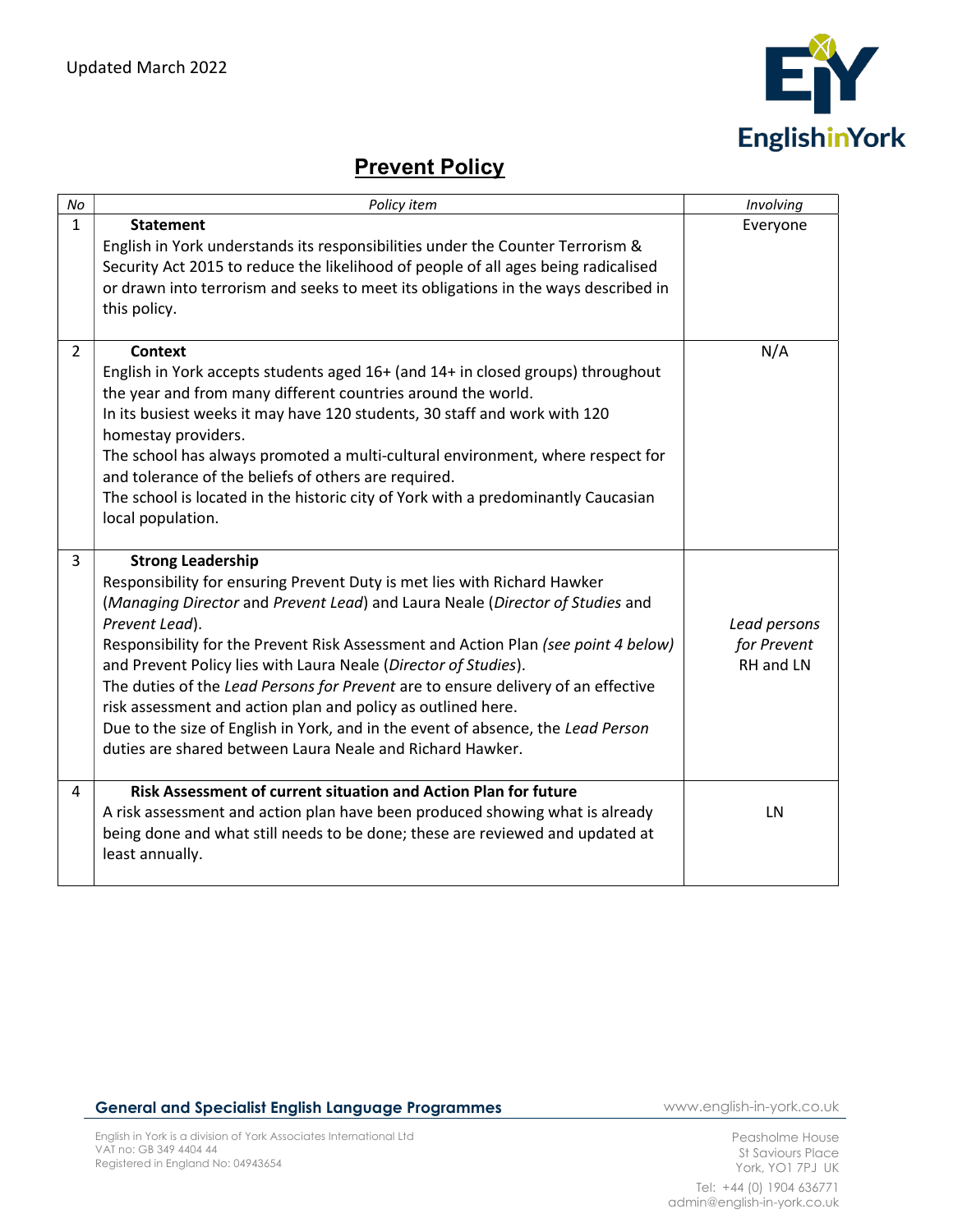Updated March 2022

# Prevent Policy

| No | Policy item | Involving |
|---|---|---|
| 1 | **Statement**<br>English in York understands its responsibilities under the Counter Terrorism & Security Act 2015 to reduce the likelihood of people of all ages being radicalised or drawn into terrorism and seeks to meet its obligations in the ways described in this policy. | Everyone |
| 2 | **Context**<br>English in York accepts students aged 16+ (and 14+ in closed groups) throughout the year and from many different countries around the world.<br>In its busiest weeks it may have 120 students, 30 staff and work with 120 homestay providers.<br>The school has always promoted a multi-cultural environment, where respect for and tolerance of the beliefs of others are required.<br>The school is located in the historic city of York with a predominantly Caucasian local population. | N/A |
| 3 | **Strong Leadership**<br>Responsibility for ensuring Prevent Duty is met lies with Richard Hawker (*Managing Director* and *Prevent Lead*) and Laura Neale (*Director of Studies* and *Prevent Lead*).<br>Responsibility for the Prevent Risk Assessment and Action Plan *(see point 4 below)* and Prevent Policy lies with Laura Neale (*Director of Studies*).<br>The duties of the *Lead Persons for Prevent* are to ensure delivery of an effective risk assessment and action plan and policy as outlined here.<br>Due to the size of English in York, and in the event of absence, the *Lead Person* duties are shared between Laura Neale and Richard Hawker. | *Lead persons for Prevent* RH and LN |
| 4 | **Risk Assessment of current situation and Action Plan for future**<br>A risk assessment and action plan have been produced showing what is already being done and what still needs to be done; these are reviewed and updated at least annually. | LN |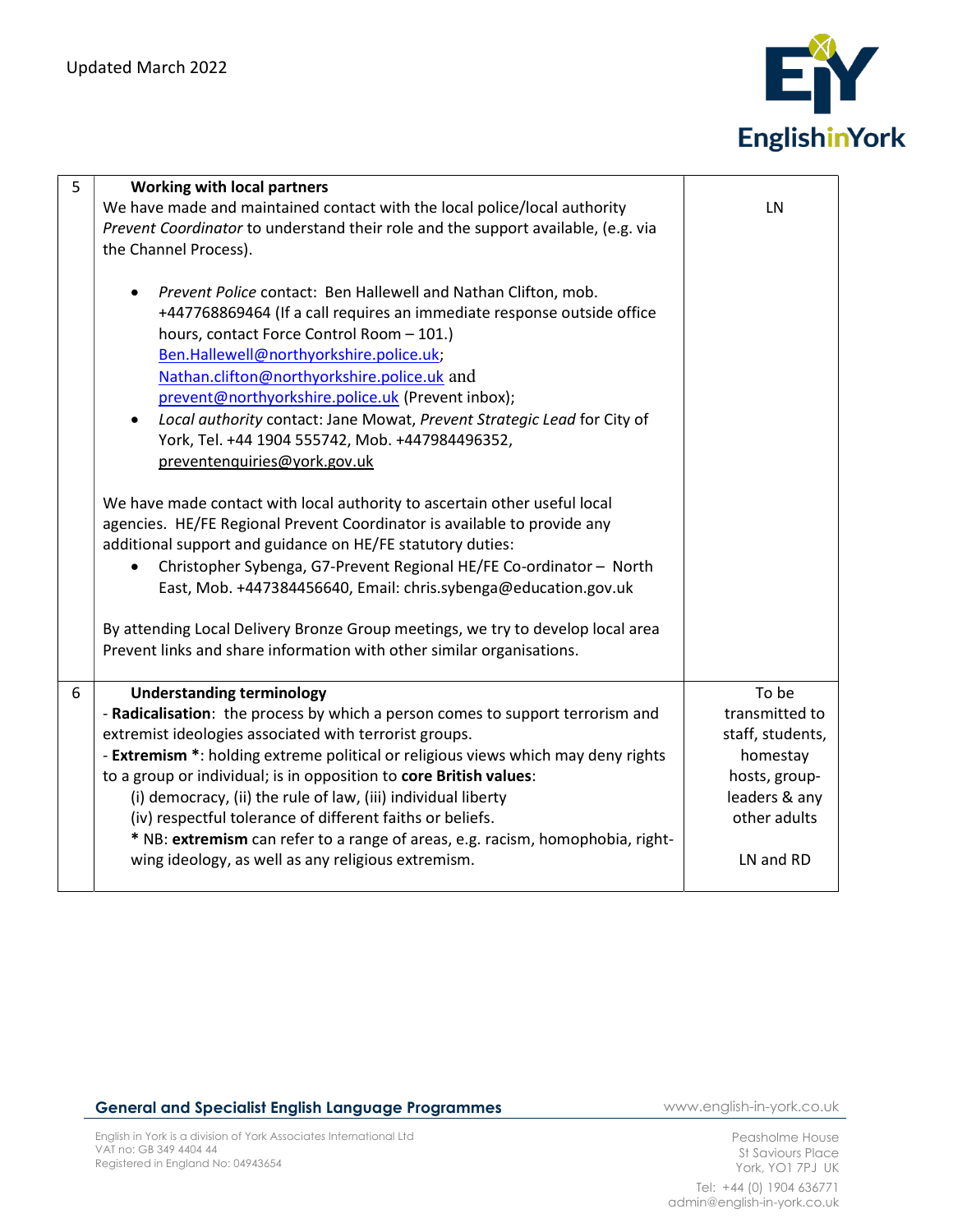| | | |
|---|---|---|
| 5 | **Working with local partners**<br>We have made and maintained contact with the local police/local authority *Prevent Coordinator* to understand their role and the support available, (e.g. via the Channel Process).<br><br>• *Prevent Police* contact: Ben Hallewell and Nathan Clifton, mob. +447768869464 (If a call requires an immediate response outside office hours, contact Force Control Room – 101.) Ben.Hallewell@northyorkshire.police.uk; Nathan.clifton@northyorkshire.police.uk and prevent@northyorkshire.police.uk (Prevent inbox);<br>• *Local authority* contact: Jane Mowat, *Prevent Strategic Lead* for City of York, Tel. +44 1904 555742, Mob. +447984496352, preventenquiries@york.gov.uk<br><br>We have made contact with local authority to ascertain other useful local agencies. HE/FE Regional Prevent Coordinator is available to provide any additional support and guidance on HE/FE statutory duties:<br>• Christopher Sybenga, G7-Prevent Regional HE/FE Co-ordinator – North East, Mob. +447384456640, Email: chris.sybenga@education.gov.uk<br><br>By attending Local Delivery Bronze Group meetings, we try to develop local area Prevent links and share information with other similar organisations. | LN |
| 6 | **Understanding terminology**<br>- **Radicalisation**: the process by which a person comes to support terrorism and extremist ideologies associated with terrorist groups.<br>- **Extremism** *: holding extreme political or religious views which may deny rights to a group or individual; is in opposition to **core British values**:<br>(i) democracy, (ii) the rule of law, (iii) individual liberty<br>(iv) respectful tolerance of different faiths or beliefs.<br>* NB: **extremism** can refer to a range of areas, e.g. racism, homophobia, right-wing ideology, as well as any religious extremism. | To be transmitted to staff, students, homestay hosts, group-leaders & any other adults<br><br>LN and RD |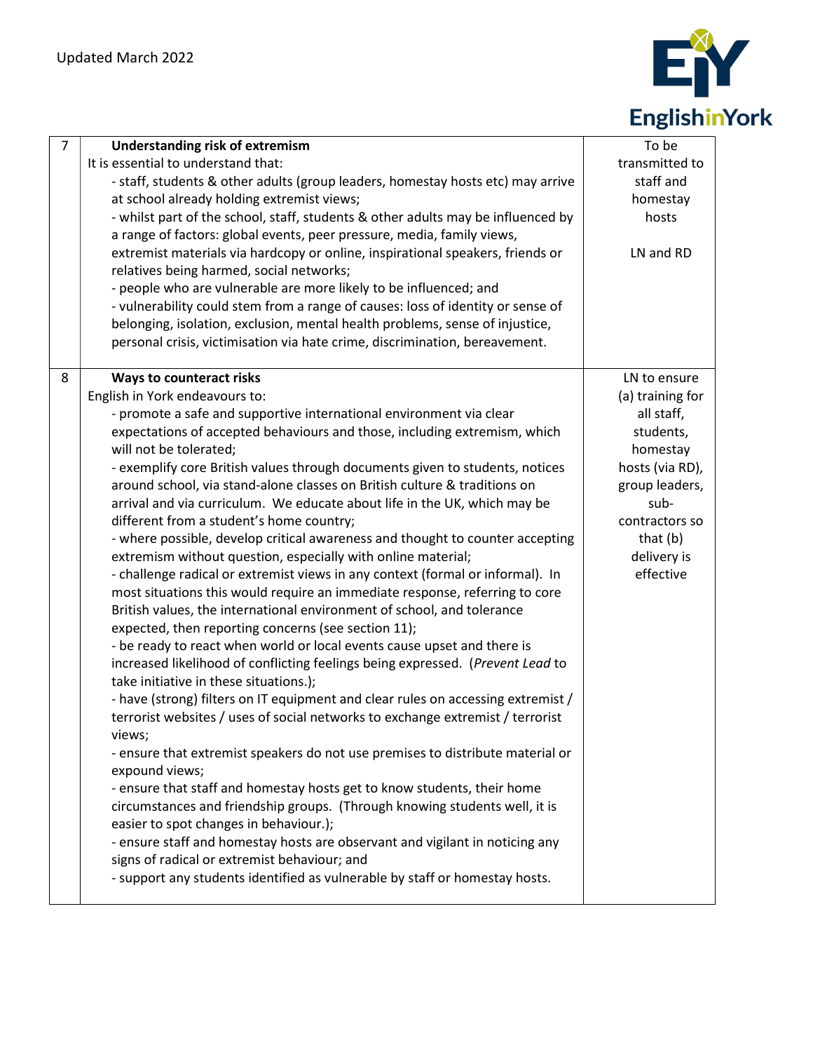| 7 | **Understanding risk of extremism**<br>It is essential to understand that:<br>- staff, students & other adults (group leaders, homestay hosts etc) may arrive at school already holding extremist views;<br>- whilst part of the school, staff, students & other adults may be influenced by a range of factors: global events, peer pressure, media, family views, extremist materials via hardcopy or online, inspirational speakers, friends or relatives being harmed, social networks;<br>- people who are vulnerable are more likely to be influenced; and<br>- vulnerability could stem from a range of causes: loss of identity or sense of belonging, isolation, exclusion, mental health problems, sense of injustice, personal crisis, victimisation via hate crime, discrimination, bereavement. | To be transmitted to staff and homestay hosts<br><br>LN and RD |
|---|---|---|
| 8 | **Ways to counteract risks**<br>English in York endeavours to:<br>- promote a safe and supportive international environment via clear expectations of accepted behaviours and those, including extremism, which will not be tolerated;<br>- exemplify core British values through documents given to students, notices around school, via stand-alone classes on British culture & traditions on arrival and via curriculum. We educate about life in the UK, which may be different from a student's home country;<br>- where possible, develop critical awareness and thought to counter accepting extremism without question, especially with online material;<br>- challenge radical or extremist views in any context (formal or informal). In most situations this would require an immediate response, referring to core British values, the international environment of school, and tolerance expected, then reporting concerns (see section 11);<br>- be ready to react when world or local events cause upset and there is increased likelihood of conflicting feelings being expressed. (*Prevent Lead* to take initiative in these situations.);<br>- have (strong) filters on IT equipment and clear rules on accessing extremist / terrorist websites / uses of social networks to exchange extremist / terrorist views;<br>- ensure that extremist speakers do not use premises to distribute material or expound views;<br>- ensure that staff and homestay hosts get to know students, their home circumstances and friendship groups. (Through knowing students well, it is easier to spot changes in behaviour.);<br>- ensure staff and homestay hosts are observant and vigilant in noticing any signs of radical or extremist behaviour; and<br>- support any students identified as vulnerable by staff or homestay hosts. | LN to ensure (a) training for all staff, students, homestay hosts (via RD), group leaders, sub-contractors so that (b) delivery is effective |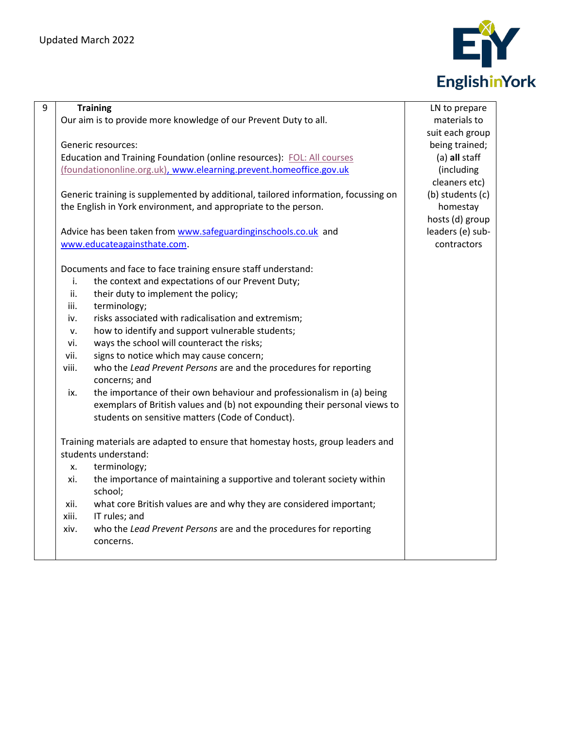| 9 | **Training**<br>Our aim is to provide more knowledge of our Prevent Duty to all.<br><br>Generic resources:<br>Education and Training Foundation (online resources): FOL: All courses (foundationonline.org.uk), www.elearning.prevent.homeoffice.gov.uk<br><br>Generic training is supplemented by additional, tailored information, focussing on the English in York environment, and appropriate to the person.<br><br>Advice has been taken from www.safeguardinginschools.co.uk and www.educateagainsthate.com.<br><br>Documents and face to face training ensure staff understand:<br>i. the context and expectations of our Prevent Duty;<br>ii. their duty to implement the policy;<br>iii. terminology;<br>iv. risks associated with radicalisation and extremism;<br>v. how to identify and support vulnerable students;<br>vi. ways the school will counteract the risks;<br>vii. signs to notice which may cause concern;<br>viii. who the *Lead Prevent Persons* are and the procedures for reporting concerns; and<br>ix. the importance of their own behaviour and professionalism in (a) being exemplars of British values and (b) not expounding their personal views to students on sensitive matters (Code of Conduct).<br><br>Training materials are adapted to ensure that homestay hosts, group leaders and students understand:<br>x. terminology;<br>xi. the importance of maintaining a supportive and tolerant society within school;<br>xii. what core British values are and why they are considered important;<br>xiii. IT rules; and<br>xiv. who the *Lead Prevent Persons* are and the procedures for reporting concerns. | LN to prepare materials to suit each group being trained; (a) **all** staff (including cleaners etc) (b) students (c) homestay hosts (d) group leaders (e) sub-contractors |
|---|---|---|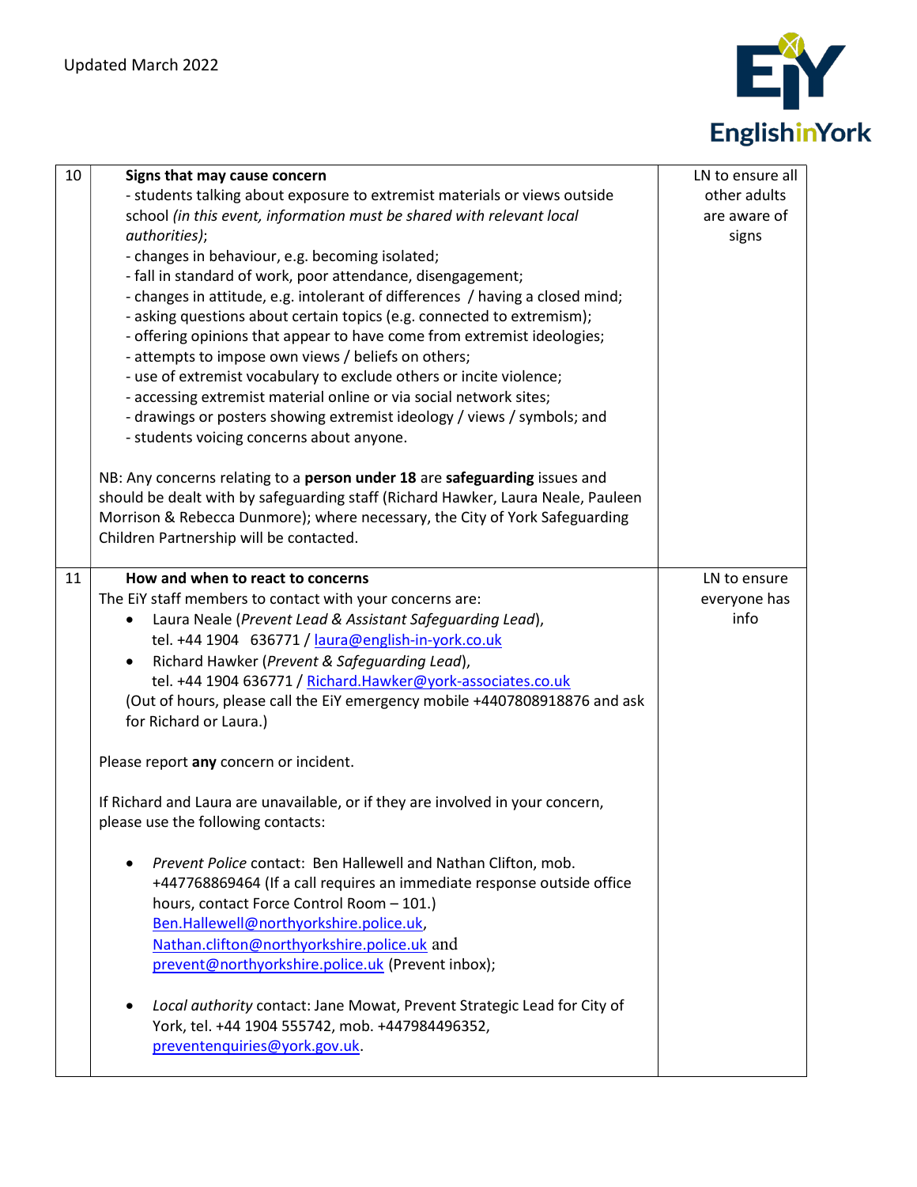| 10 | **Signs that may cause concern**<br>- students talking about exposure to extremist materials or views outside school *(in this event, information must be shared with relevant local authorities)*;<br>- changes in behaviour, e.g. becoming isolated;<br>- fall in standard of work, poor attendance, disengagement;<br>- changes in attitude, e.g. intolerant of differences / having a closed mind;<br>- asking questions about certain topics (e.g. connected to extremism);<br>- offering opinions that appear to have come from extremist ideologies;<br>- attempts to impose own views / beliefs on others;<br>- use of extremist vocabulary to exclude others or incite violence;<br>- accessing extremist material online or via social network sites;<br>- drawings or posters showing extremist ideology / views / symbols; and<br>- students voicing concerns about anyone.<br><br>NB: Any concerns relating to a **person under 18** are **safeguarding** issues and should be dealt with by safeguarding staff (Richard Hawker, Laura Neale, Pauleen Morrison & Rebecca Dunmore); where necessary, the City of York Safeguarding Children Partnership will be contacted. | LN to ensure all other adults are aware of signs |
|---|---|---|
| 11 | **How and when to react to concerns**<br>The EiY staff members to contact with your concerns are:<br>• Laura Neale (*Prevent Lead & Assistant Safeguarding Lead*), tel. +44 1904 636771 / laura@english-in-york.co.uk<br>• Richard Hawker (*Prevent & Safeguarding Lead*), tel. +44 1904 636771 / Richard.Hawker@york-associates.co.uk<br>(Out of hours, please call the EiY emergency mobile +4407808918876 and ask for Richard or Laura.)<br><br>Please report **any** concern or incident.<br><br>If Richard and Laura are unavailable, or if they are involved in your concern, please use the following contacts:<br><br>• *Prevent Police* contact: Ben Hallewell and Nathan Clifton, mob. +447768869464 (If a call requires an immediate response outside office hours, contact Force Control Room – 101.) Ben.Hallewell@northyorkshire.police.uk, Nathan.clifton@northyorkshire.police.uk and prevent@northyorkshire.police.uk (Prevent inbox);<br><br>• *Local authority* contact: Jane Mowat, Prevent Strategic Lead for City of York, tel. +44 1904 555742, mob. +447984496352, preventenquiries@york.gov.uk. | LN to ensure everyone has info |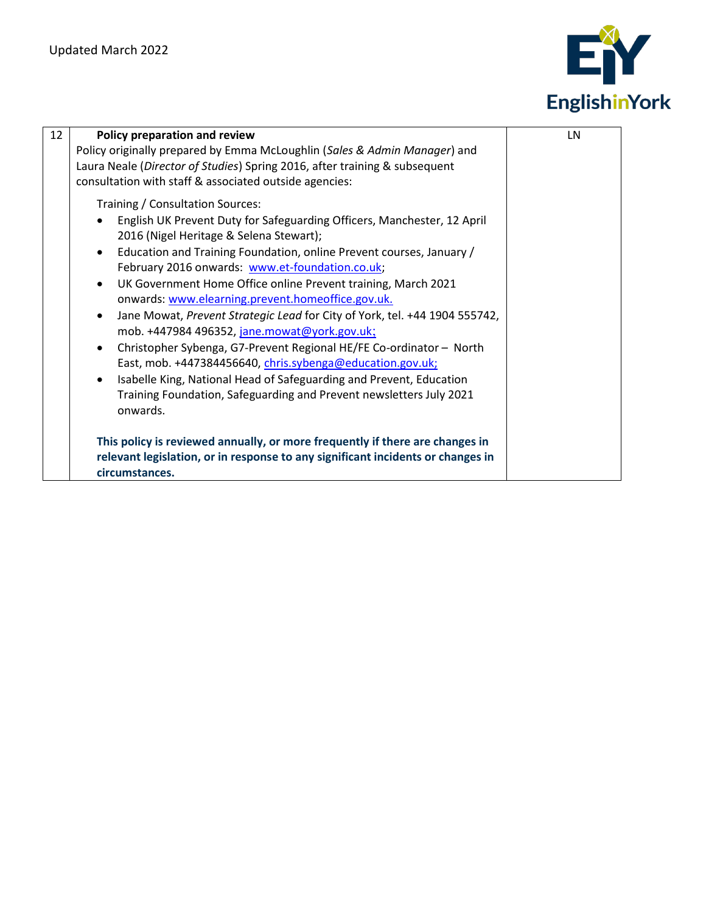| | | |
|---|---|---|
| 12 | **Policy preparation and review**<br>Policy originally prepared by Emma McLoughlin (*Sales & Admin Manager*) and Laura Neale (*Director of Studies*) Spring 2016, after training & subsequent consultation with staff & associated outside agencies:<br><br>Training / Consultation Sources:<br>• English UK Prevent Duty for Safeguarding Officers, Manchester, 12 April 2016 (Nigel Heritage & Selena Stewart);<br>• Education and Training Foundation, online Prevent courses, January / February 2016 onwards: www.et-foundation.co.uk;<br>• UK Government Home Office online Prevent training, March 2021 onwards: www.elearning.prevent.homeoffice.gov.uk.<br>• Jane Mowat, *Prevent Strategic Lead* for City of York, tel. +44 1904 555742, mob. +447984 496352, jane.mowat@york.gov.uk;<br>• Christopher Sybenga, G7-Prevent Regional HE/FE Co-ordinator – North East, mob. +447384456640, chris.sybenga@education.gov.uk;<br>• Isabelle King, National Head of Safeguarding and Prevent, Education Training Foundation, Safeguarding and Prevent newsletters July 2021 onwards.<br><br>**This policy is reviewed annually, or more frequently if there are changes in relevant legislation, or in response to any significant incidents or changes in circumstances.** | LN |